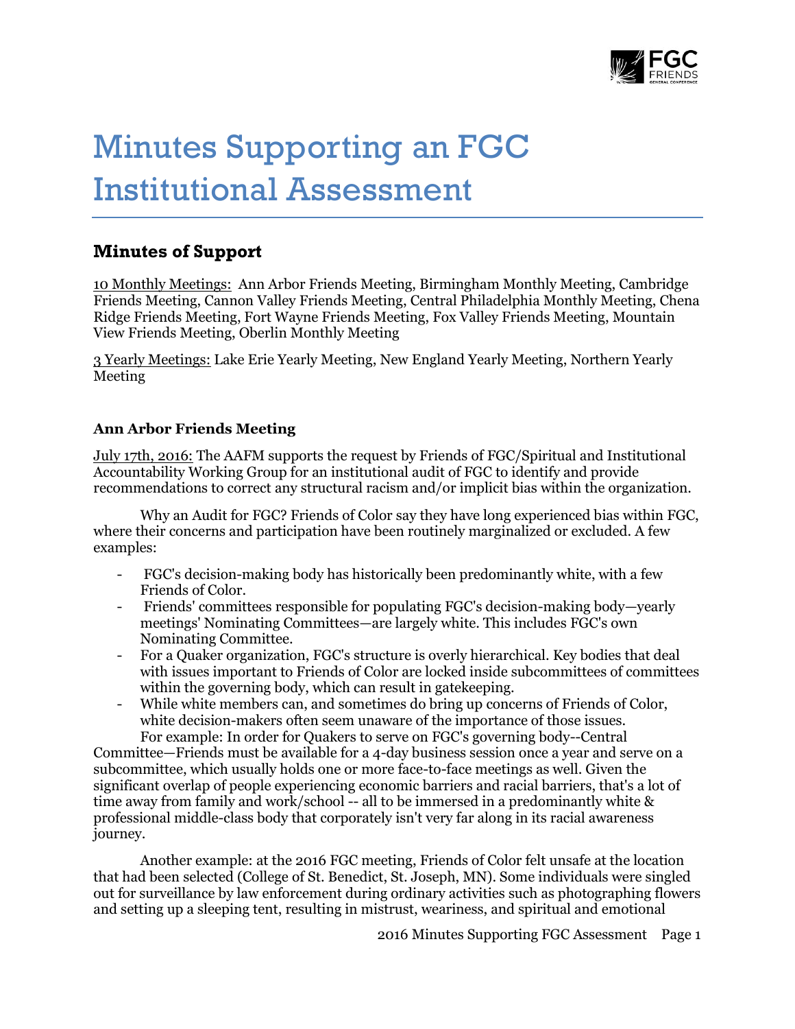# Minutes Supporting an FGC Institutional Assessment

## Minutes of Support

<u>10 Monthly Meetings:</u> Ann Arbor Friends Meeting, Birmingham Monthly Meeting, Cambridge Friends Meeting, Cannon Valley Friends Meeting, Central Philadelphia Monthly Meeting, Chena Ridge Friends Meeting, Fort Wayne Friends Meeting, Fox Valley Friends Meeting, Mountain View Friends Meeting, Oberlin Monthly Meeting

<u>3 Yearly Meetings:</u> Lake Erie Yearly Meeting, New England Yearly Meeting, Northern Yearly Meeting

### Ann Arbor Friends Meeting

<u>July 17th, 2016:</u> The AAFM supports the request by Friends of FGC/Spiritual and Institutional Accountability Working Group for an institutional audit of FGC to identify and provide recommendations to correct any structural racism and/or implicit bias within the organization.

Why an Audit for FGC? Friends of Color say they have long experienced bias within FGC, where their concerns and participation have been routinely marginalized or excluded. A few examples:

- FGC's decision-making body has historically been predominantly white, with a few Friends of Color.
- Friends' committees responsible for populating FGC's decision-making body—yearly meetings' Nominating Committees—are largely white. This includes FGC's own Nominating Committee.
- For a Quaker organization, FGC's structure is overly hierarchical. Key bodies that deal with issues important to Friends of Color are locked inside subcommittees of committees within the governing body, which can result in gatekeeping.
- While white members can, and sometimes do bring up concerns of Friends of Color, white decision-makers often seem unaware of the importance of those issues.

For example: In order for Quakers to serve on FGC's governing body--Central Committee—Friends must be available for a 4-day business session once a year and serve on a subcommittee, which usually holds one or more face-to-face meetings as well. Given the significant overlap of people experiencing economic barriers and racial barriers, that's a lot of time away from family and work/school -- all to be immersed in a predominantly white & professional middle-class body that corporately isn't very far along in its racial awareness journey.

Another example: at the 2016 FGC meeting, Friends of Color felt unsafe at the location that had been selected (College of St. Benedict, St. Joseph, MN). Some individuals were singled out for surveillance by law enforcement during ordinary activities such as photographing flowers and setting up a sleeping tent, resulting in mistrust, weariness, and spiritual and emotional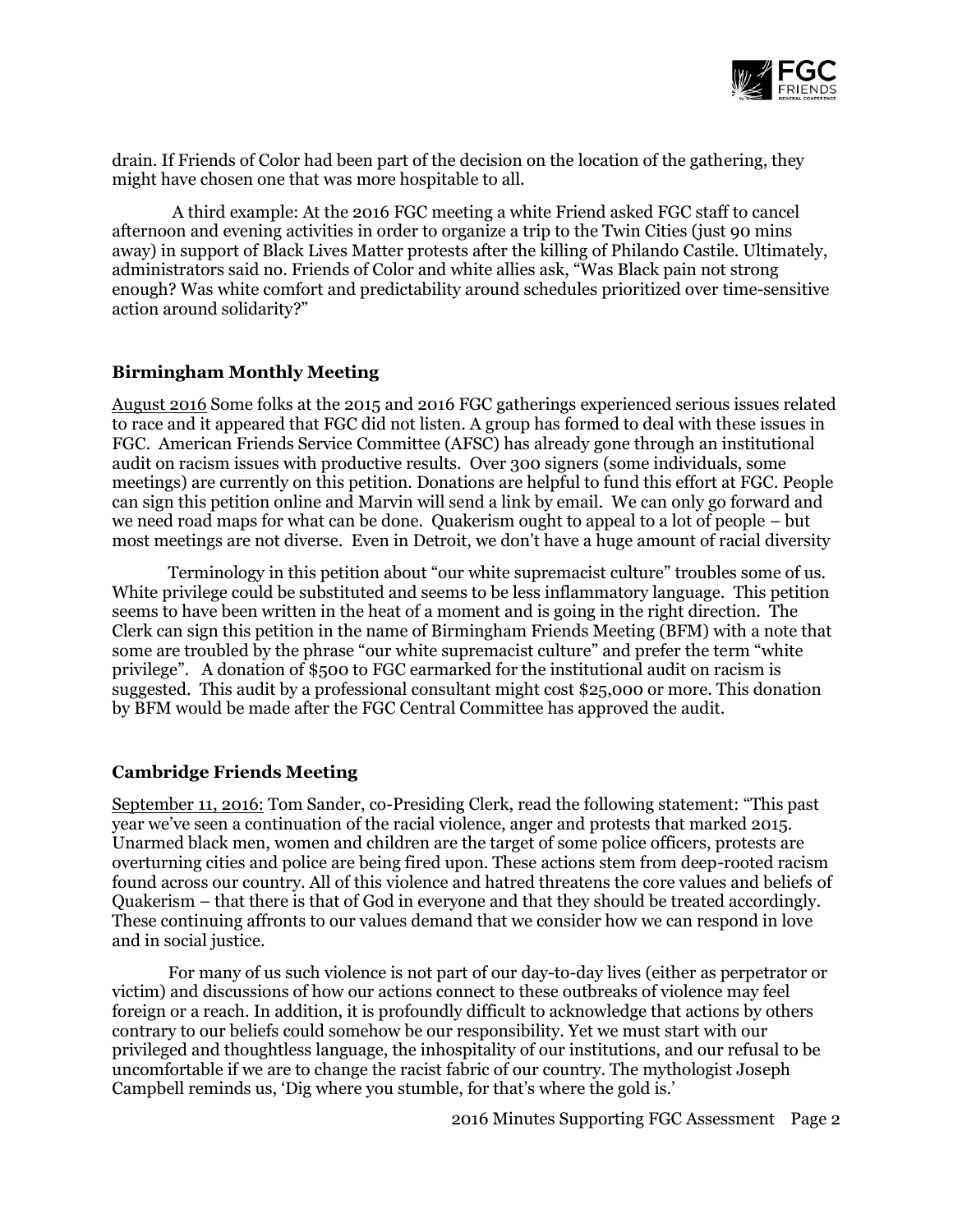drain. If Friends of Color had been part of the decision on the location of the gathering, they might have chosen one that was more hospitable to all.

A third example: At the 2016 FGC meeting a white Friend asked FGC staff to cancel afternoon and evening activities in order to organize a trip to the Twin Cities (just 90 mins away) in support of Black Lives Matter protests after the killing of Philando Castile. Ultimately, administrators said no. Friends of Color and white allies ask, "Was Black pain not strong enough? Was white comfort and predictability around schedules prioritized over time-sensitive action around solidarity?"

### Birmingham Monthly Meeting

August 2016 Some folks at the 2015 and 2016 FGC gatherings experienced serious issues related to race and it appeared that FGC did not listen. A group has formed to deal with these issues in FGC. American Friends Service Committee (AFSC) has already gone through an institutional audit on racism issues with productive results. Over 300 signers (some individuals, some meetings) are currently on this petition. Donations are helpful to fund this effort at FGC. People can sign this petition online and Marvin will send a link by email. We can only go forward and we need road maps for what can be done. Quakerism ought to appeal to a lot of people – but most meetings are not diverse. Even in Detroit, we don't have a huge amount of racial diversity

Terminology in this petition about "our white supremacist culture" troubles some of us. White privilege could be substituted and seems to be less inflammatory language. This petition seems to have been written in the heat of a moment and is going in the right direction. The Clerk can sign this petition in the name of Birmingham Friends Meeting (BFM) with a note that some are troubled by the phrase "our white supremacist culture" and prefer the term "white privilege". A donation of $500 to FGC earmarked for the institutional audit on racism is suggested. This audit by a professional consultant might cost $25,000 or more. This donation by BFM would be made after the FGC Central Committee has approved the audit.

### Cambridge Friends Meeting

September 11, 2016: Tom Sander, co-Presiding Clerk, read the following statement: "This past year we've seen a continuation of the racial violence, anger and protests that marked 2015. Unarmed black men, women and children are the target of some police officers, protests are overturning cities and police are being fired upon. These actions stem from deep-rooted racism found across our country. All of this violence and hatred threatens the core values and beliefs of Quakerism – that there is that of God in everyone and that they should be treated accordingly. These continuing affronts to our values demand that we consider how we can respond in love and in social justice.

For many of us such violence is not part of our day-to-day lives (either as perpetrator or victim) and discussions of how our actions connect to these outbreaks of violence may feel foreign or a reach. In addition, it is profoundly difficult to acknowledge that actions by others contrary to our beliefs could somehow be our responsibility. Yet we must start with our privileged and thoughtless language, the inhospitality of our institutions, and our refusal to be uncomfortable if we are to change the racist fabric of our country. The mythologist Joseph Campbell reminds us, 'Dig where you stumble, for that's where the gold is.'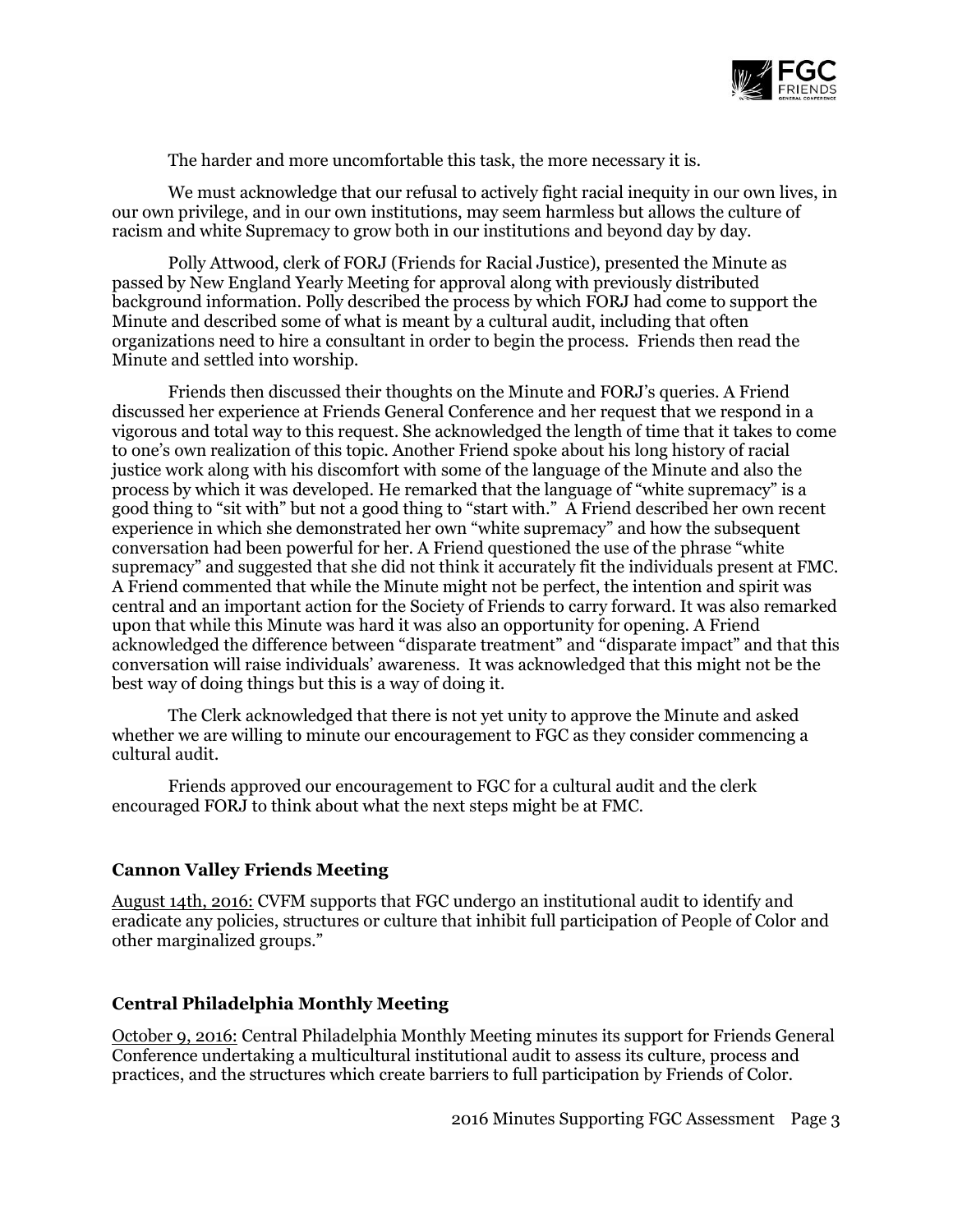The harder and more uncomfortable this task, the more necessary it is.

We must acknowledge that our refusal to actively fight racial inequity in our own lives, in our own privilege, and in our own institutions, may seem harmless but allows the culture of racism and white Supremacy to grow both in our institutions and beyond day by day.

Polly Attwood, clerk of FORJ (Friends for Racial Justice), presented the Minute as passed by New England Yearly Meeting for approval along with previously distributed background information. Polly described the process by which FORJ had come to support the Minute and described some of what is meant by a cultural audit, including that often organizations need to hire a consultant in order to begin the process. Friends then read the Minute and settled into worship.

Friends then discussed their thoughts on the Minute and FORJ's queries. A Friend discussed her experience at Friends General Conference and her request that we respond in a vigorous and total way to this request. She acknowledged the length of time that it takes to come to one's own realization of this topic. Another Friend spoke about his long history of racial justice work along with his discomfort with some of the language of the Minute and also the process by which it was developed. He remarked that the language of "white supremacy" is a good thing to "sit with" but not a good thing to "start with." A Friend described her own recent experience in which she demonstrated her own "white supremacy" and how the subsequent conversation had been powerful for her. A Friend questioned the use of the phrase "white supremacy" and suggested that she did not think it accurately fit the individuals present at FMC. A Friend commented that while the Minute might not be perfect, the intention and spirit was central and an important action for the Society of Friends to carry forward. It was also remarked upon that while this Minute was hard it was also an opportunity for opening. A Friend acknowledged the difference between "disparate treatment" and "disparate impact" and that this conversation will raise individuals' awareness. It was acknowledged that this might not be the best way of doing things but this is a way of doing it.

The Clerk acknowledged that there is not yet unity to approve the Minute and asked whether we are willing to minute our encouragement to FGC as they consider commencing a cultural audit.

Friends approved our encouragement to FGC for a cultural audit and the clerk encouraged FORJ to think about what the next steps might be at FMC.

### Cannon Valley Friends Meeting

August 14th, 2016: CVFM supports that FGC undergo an institutional audit to identify and eradicate any policies, structures or culture that inhibit full participation of People of Color and other marginalized groups."

### Central Philadelphia Monthly Meeting

October 9, 2016: Central Philadelphia Monthly Meeting minutes its support for Friends General Conference undertaking a multicultural institutional audit to assess its culture, process and practices, and the structures which create barriers to full participation by Friends of Color.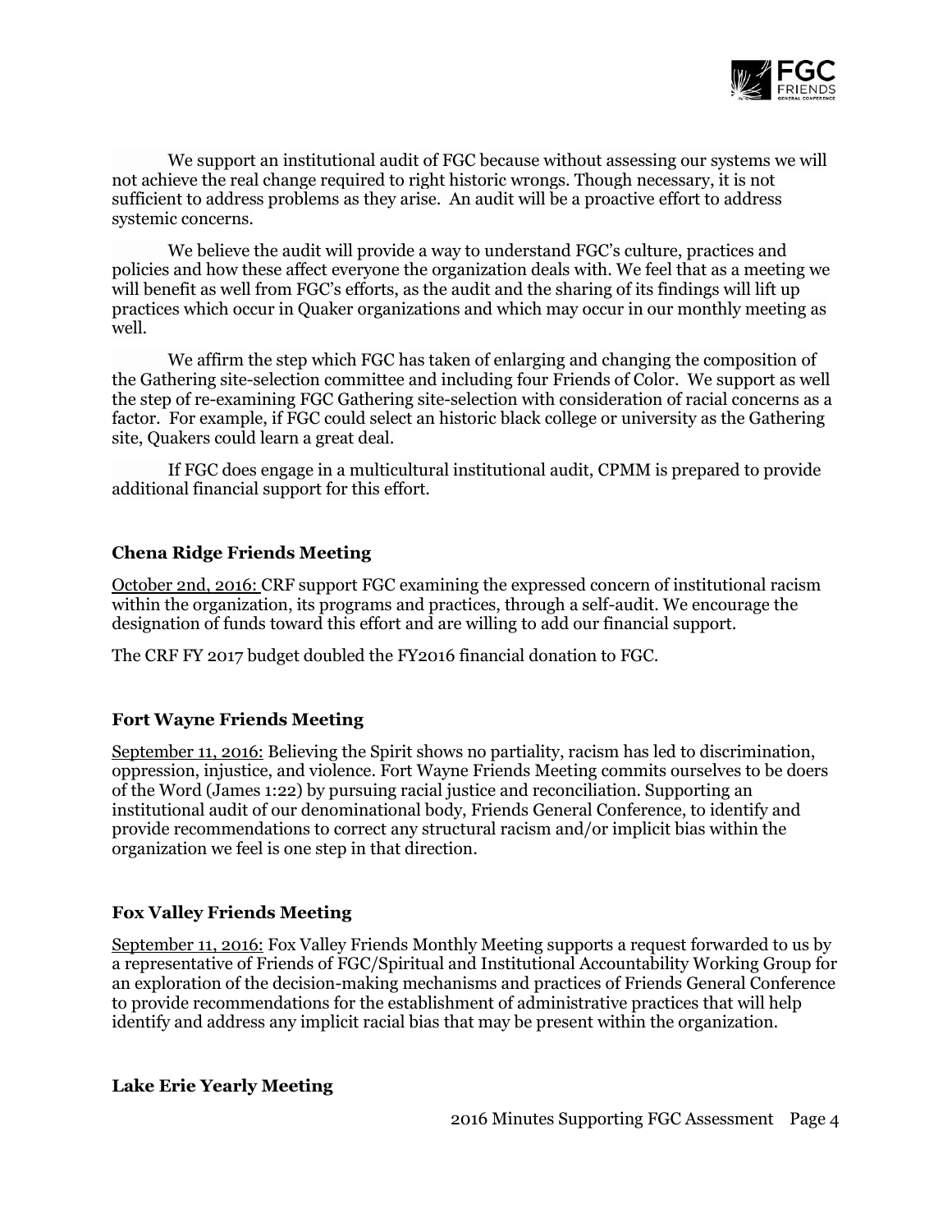We support an institutional audit of FGC because without assessing our systems we will not achieve the real change required to right historic wrongs. Though necessary, it is not sufficient to address problems as they arise. An audit will be a proactive effort to address systemic concerns.

We believe the audit will provide a way to understand FGC's culture, practices and policies and how these affect everyone the organization deals with. We feel that as a meeting we will benefit as well from FGC's efforts, as the audit and the sharing of its findings will lift up practices which occur in Quaker organizations and which may occur in our monthly meeting as well.

We affirm the step which FGC has taken of enlarging and changing the composition of the Gathering site-selection committee and including four Friends of Color. We support as well the step of re-examining FGC Gathering site-selection with consideration of racial concerns as a factor. For example, if FGC could select an historic black college or university as the Gathering site, Quakers could learn a great deal.

If FGC does engage in a multicultural institutional audit, CPMM is prepared to provide additional financial support for this effort.

### Chena Ridge Friends Meeting

October 2nd, 2016: CRF support FGC examining the expressed concern of institutional racism within the organization, its programs and practices, through a self-audit. We encourage the designation of funds toward this effort and are willing to add our financial support.

The CRF FY 2017 budget doubled the FY2016 financial donation to FGC.

### Fort Wayne Friends Meeting

September 11, 2016: Believing the Spirit shows no partiality, racism has led to discrimination, oppression, injustice, and violence. Fort Wayne Friends Meeting commits ourselves to be doers of the Word (James 1:22) by pursuing racial justice and reconciliation. Supporting an institutional audit of our denominational body, Friends General Conference, to identify and provide recommendations to correct any structural racism and/or implicit bias within the organization we feel is one step in that direction.

### Fox Valley Friends Meeting

September 11, 2016: Fox Valley Friends Monthly Meeting supports a request forwarded to us by a representative of Friends of FGC/Spiritual and Institutional Accountability Working Group for an exploration of the decision-making mechanisms and practices of Friends General Conference to provide recommendations for the establishment of administrative practices that will help identify and address any implicit racial bias that may be present within the organization.

### Lake Erie Yearly Meeting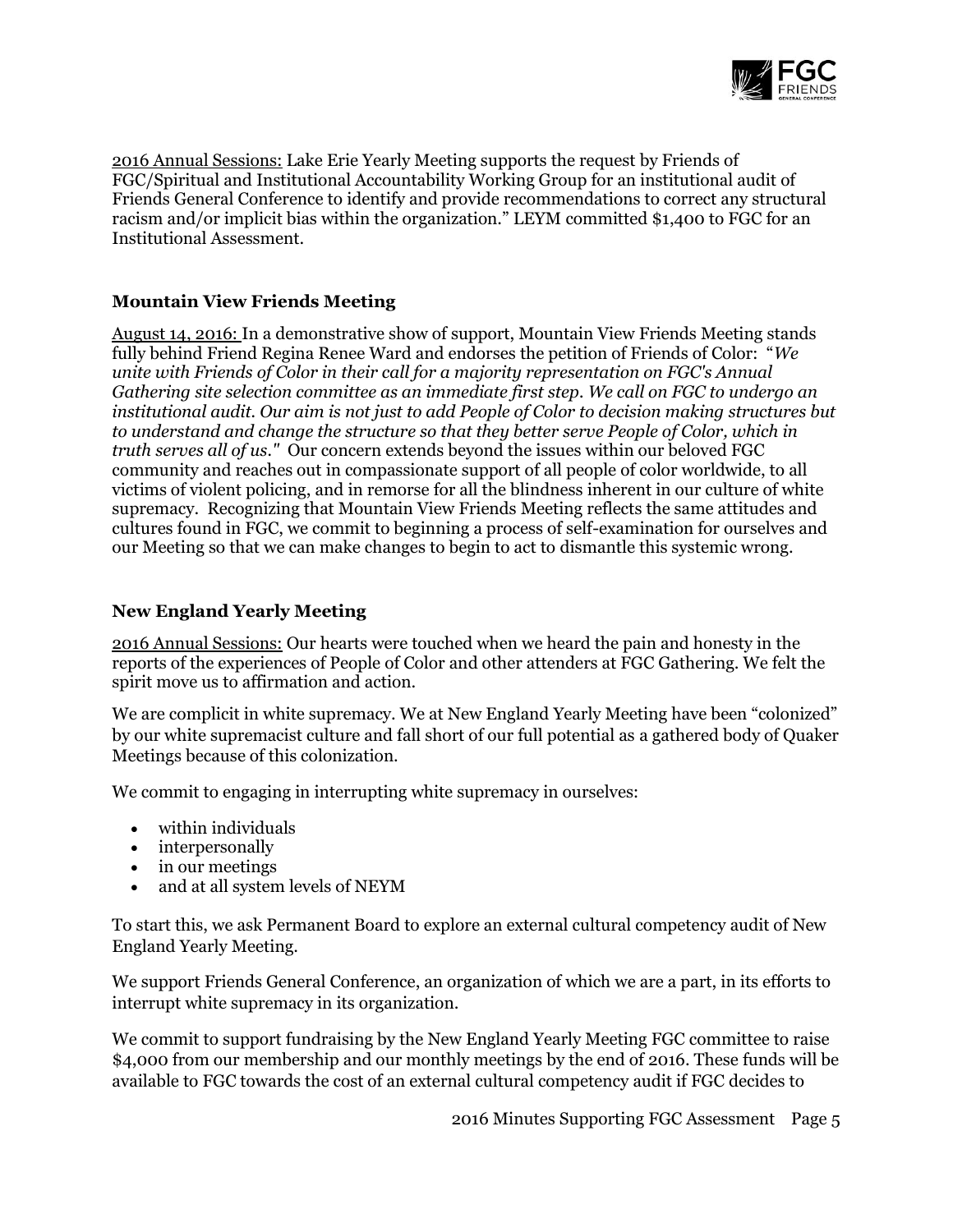2016 Annual Sessions: Lake Erie Yearly Meeting supports the request by Friends of FGC/Spiritual and Institutional Accountability Working Group for an institutional audit of Friends General Conference to identify and provide recommendations to correct any structural racism and/or implicit bias within the organization." LEYM committed $1,400 to FGC for an Institutional Assessment.

### Mountain View Friends Meeting

August 14, 2016: In a demonstrative show of support, Mountain View Friends Meeting stands fully behind Friend Regina Renee Ward and endorses the petition of Friends of Color: "*We unite with Friends of Color in their call for a majority representation on FGC's Annual Gathering site selection committee as an immediate first step. We call on FGC to undergo an institutional audit. Our aim is not just to add People of Color to decision making structures but to understand and change the structure so that they better serve People of Color, which in truth serves all of us."* Our concern extends beyond the issues within our beloved FGC community and reaches out in compassionate support of all people of color worldwide, to all victims of violent policing, and in remorse for all the blindness inherent in our culture of white supremacy. Recognizing that Mountain View Friends Meeting reflects the same attitudes and cultures found in FGC, we commit to beginning a process of self-examination for ourselves and our Meeting so that we can make changes to begin to act to dismantle this systemic wrong.

### New England Yearly Meeting

2016 Annual Sessions: Our hearts were touched when we heard the pain and honesty in the reports of the experiences of People of Color and other attenders at FGC Gathering. We felt the spirit move us to affirmation and action.

We are complicit in white supremacy. We at New England Yearly Meeting have been "colonized" by our white supremacist culture and fall short of our full potential as a gathered body of Quaker Meetings because of this colonization.

We commit to engaging in interrupting white supremacy in ourselves:

- within individuals
- interpersonally
- in our meetings
- and at all system levels of NEYM

To start this, we ask Permanent Board to explore an external cultural competency audit of New England Yearly Meeting.

We support Friends General Conference, an organization of which we are a part, in its efforts to interrupt white supremacy in its organization.

We commit to support fundraising by the New England Yearly Meeting FGC committee to raise $4,000 from our membership and our monthly meetings by the end of 2016. These funds will be available to FGC towards the cost of an external cultural competency audit if FGC decides to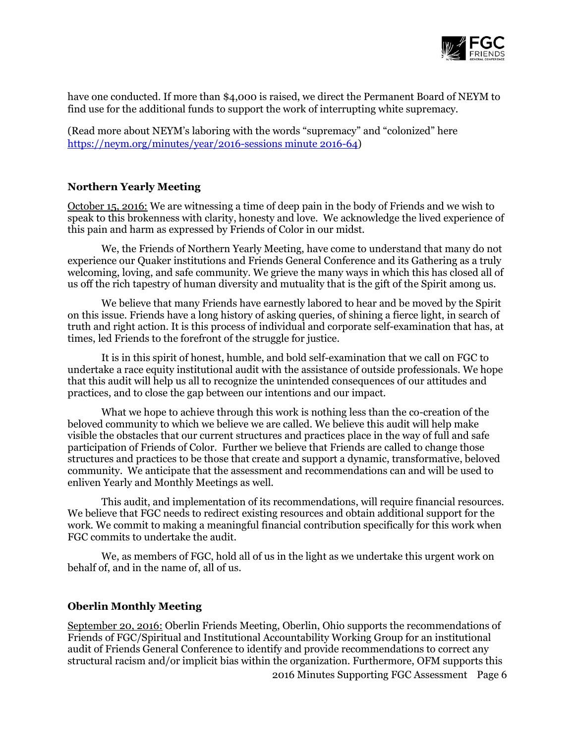have one conducted. If more than $4,000 is raised, we direct the Permanent Board of NEYM to find use for the additional funds to support the work of interrupting white supremacy.

(Read more about NEYM's laboring with the words "supremacy" and "colonized" here https://neym.org/minutes/year/2016-sessions minute 2016-64)

### Northern Yearly Meeting

October 15, 2016: We are witnessing a time of deep pain in the body of Friends and we wish to speak to this brokenness with clarity, honesty and love. We acknowledge the lived experience of this pain and harm as expressed by Friends of Color in our midst.

We, the Friends of Northern Yearly Meeting, have come to understand that many do not experience our Quaker institutions and Friends General Conference and its Gathering as a truly welcoming, loving, and safe community. We grieve the many ways in which this has closed all of us off the rich tapestry of human diversity and mutuality that is the gift of the Spirit among us.

We believe that many Friends have earnestly labored to hear and be moved by the Spirit on this issue. Friends have a long history of asking queries, of shining a fierce light, in search of truth and right action. It is this process of individual and corporate self-examination that has, at times, led Friends to the forefront of the struggle for justice.

It is in this spirit of honest, humble, and bold self-examination that we call on FGC to undertake a race equity institutional audit with the assistance of outside professionals. We hope that this audit will help us all to recognize the unintended consequences of our attitudes and practices, and to close the gap between our intentions and our impact.

What we hope to achieve through this work is nothing less than the co-creation of the beloved community to which we believe we are called. We believe this audit will help make visible the obstacles that our current structures and practices place in the way of full and safe participation of Friends of Color. Further we believe that Friends are called to change those structures and practices to be those that create and support a dynamic, transformative, beloved community. We anticipate that the assessment and recommendations can and will be used to enliven Yearly and Monthly Meetings as well.

This audit, and implementation of its recommendations, will require financial resources. We believe that FGC needs to redirect existing resources and obtain additional support for the work. We commit to making a meaningful financial contribution specifically for this work when FGC commits to undertake the audit.

We, as members of FGC, hold all of us in the light as we undertake this urgent work on behalf of, and in the name of, all of us.

### Oberlin Monthly Meeting

September 20, 2016: Oberlin Friends Meeting, Oberlin, Ohio supports the recommendations of Friends of FGC/Spiritual and Institutional Accountability Working Group for an institutional audit of Friends General Conference to identify and provide recommendations to correct any structural racism and/or implicit bias within the organization. Furthermore, OFM supports this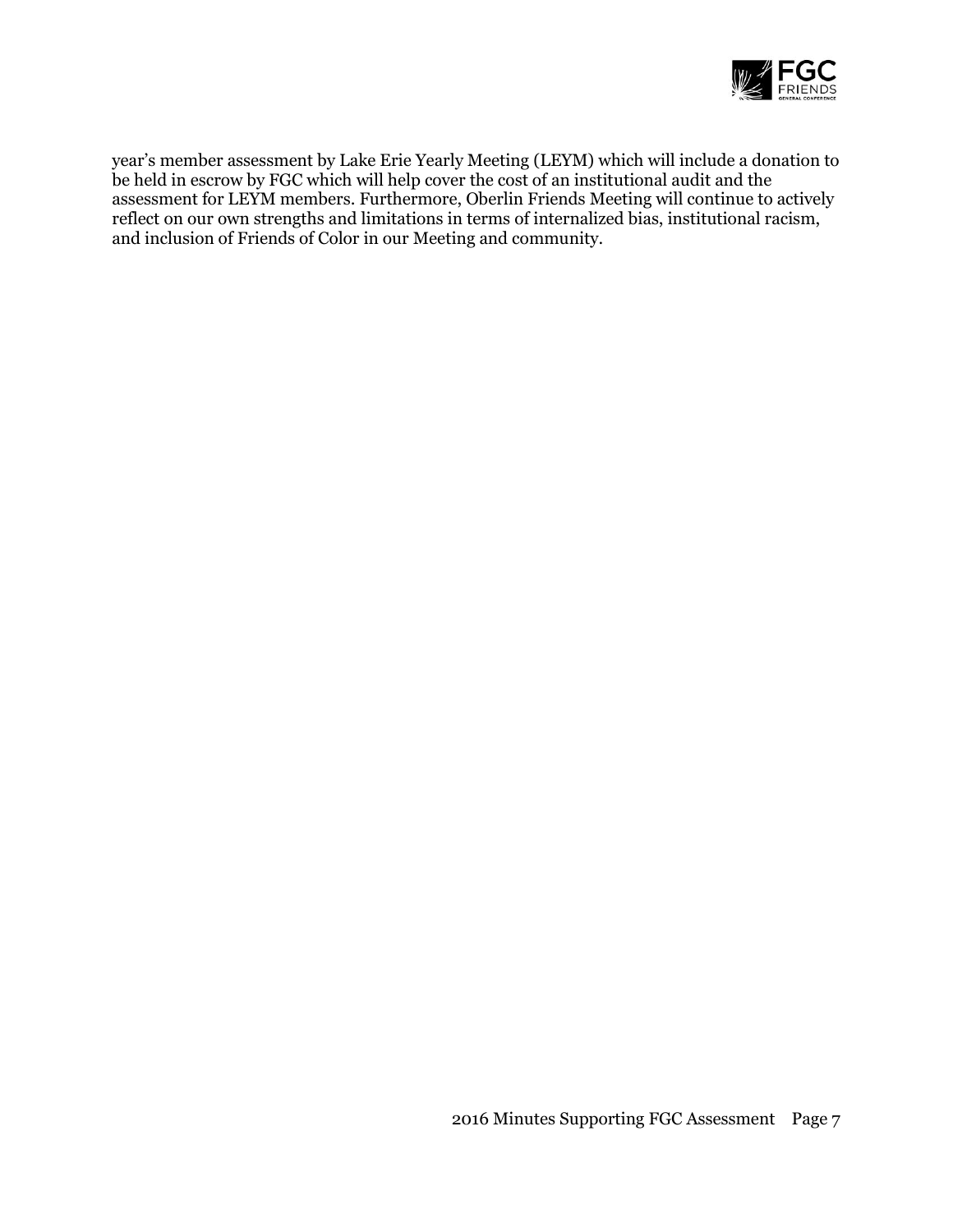year's member assessment by Lake Erie Yearly Meeting (LEYM) which will include a donation to be held in escrow by FGC which will help cover the cost of an institutional audit and the assessment for LEYM members. Furthermore, Oberlin Friends Meeting will continue to actively reflect on our own strengths and limitations in terms of internalized bias, institutional racism, and inclusion of Friends of Color in our Meeting and community.